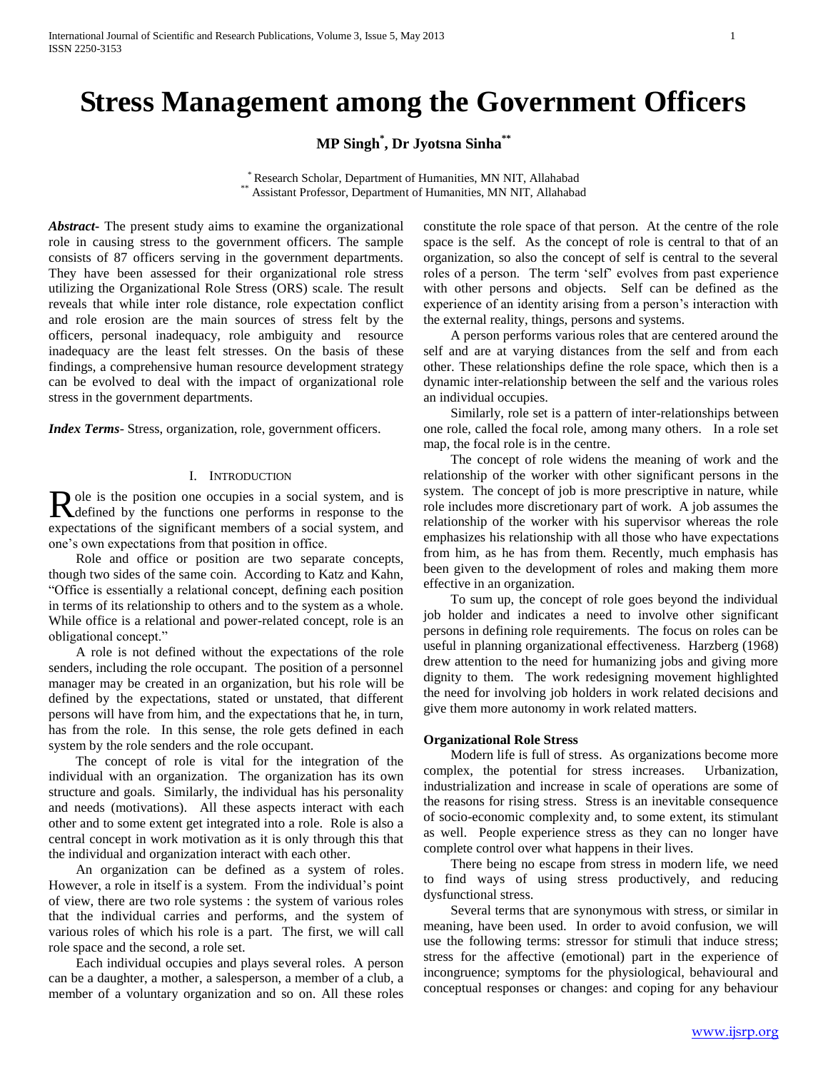# Stress Management among the Government Officers

**MP Singh[*], Dr Jyotsna Sinha[**]**

[*] Research Scholar, Department of Humanities, MN NIT, Allahabad
[**] Assistant Professor, Department of Humanities, MN NIT, Allahabad

***Abstract*-** The present study aims to examine the organizational role in causing stress to the government officers. The sample consists of 87 officers serving in the government departments. They have been assessed for their organizational role stress utilizing the Organizational Role Stress (ORS) scale. The result reveals that while inter role distance, role expectation conflict and role erosion are the main sources of stress felt by the officers, personal inadequacy, role ambiguity and resource inadequacy are the least felt stresses. On the basis of these findings, a comprehensive human resource development strategy can be evolved to deal with the impact of organizational role stress in the government departments.

***Index Terms*-** Stress, organization, role, government officers.

## I. Introduction

Role is the position one occupies in a social system, and is defined by the functions one performs in response to the expectations of the significant members of a social system, and one's own expectations from that position in office.

Role and office or position are two separate concepts, though two sides of the same coin. According to Katz and Kahn, "Office is essentially a relational concept, defining each position in terms of its relationship to others and to the system as a whole. While office is a relational and power-related concept, role is an obligational concept."

A role is not defined without the expectations of the role senders, including the role occupant. The position of a personnel manager may be created in an organization, but his role will be defined by the expectations, stated or unstated, that different persons will have from him, and the expectations that he, in turn, has from the role. In this sense, the role gets defined in each system by the role senders and the role occupant.

The concept of role is vital for the integration of the individual with an organization. The organization has its own structure and goals. Similarly, the individual has his personality and needs (motivations). All these aspects interact with each other and to some extent get integrated into a role. Role is also a central concept in work motivation as it is only through this that the individual and organization interact with each other.

An organization can be defined as a system of roles. However, a role in itself is a system. From the individual's point of view, there are two role systems : the system of various roles that the individual carries and performs, and the system of various roles of which his role is a part. The first, we will call role space and the second, a role set.

Each individual occupies and plays several roles. A person can be a daughter, a mother, a salesperson, a member of a club, a member of a voluntary organization and so on. All these roles constitute the role space of that person. At the centre of the role space is the self. As the concept of role is central to that of an organization, so also the concept of self is central to the several roles of a person. The term 'self' evolves from past experience with other persons and objects. Self can be defined as the experience of an identity arising from a person's interaction with the external reality, things, persons and systems.

A person performs various roles that are centered around the self and are at varying distances from the self and from each other. These relationships define the role space, which then is a dynamic inter-relationship between the self and the various roles an individual occupies.

Similarly, role set is a pattern of inter-relationships between one role, called the focal role, among many others. In a role set map, the focal role is in the centre.

The concept of role widens the meaning of work and the relationship of the worker with other significant persons in the system. The concept of job is more prescriptive in nature, while role includes more discretionary part of work. A job assumes the relationship of the worker with his supervisor whereas the role emphasizes his relationship with all those who have expectations from him, as he has from them. Recently, much emphasis has been given to the development of roles and making them more effective in an organization.

To sum up, the concept of role goes beyond the individual job holder and indicates a need to involve other significant persons in defining role requirements. The focus on roles can be useful in planning organizational effectiveness. Harzberg (1968) drew attention to the need for humanizing jobs and giving more dignity to them. The work redesigning movement highlighted the need for involving job holders in work related decisions and give them more autonomy in work related matters.

**Organizational Role Stress**

Modern life is full of stress. As organizations become more complex, the potential for stress increases. Urbanization, industrialization and increase in scale of operations are some of the reasons for rising stress. Stress is an inevitable consequence of socio-economic complexity and, to some extent, its stimulant as well. People experience stress as they can no longer have complete control over what happens in their lives.

There being no escape from stress in modern life, we need to find ways of using stress productively, and reducing dysfunctional stress.

Several terms that are synonymous with stress, or similar in meaning, have been used. In order to avoid confusion, we will use the following terms: stressor for stimuli that induce stress; stress for the affective (emotional) part in the experience of incongruence; symptoms for the physiological, behavioural and conceptual responses or changes: and coping for any behaviour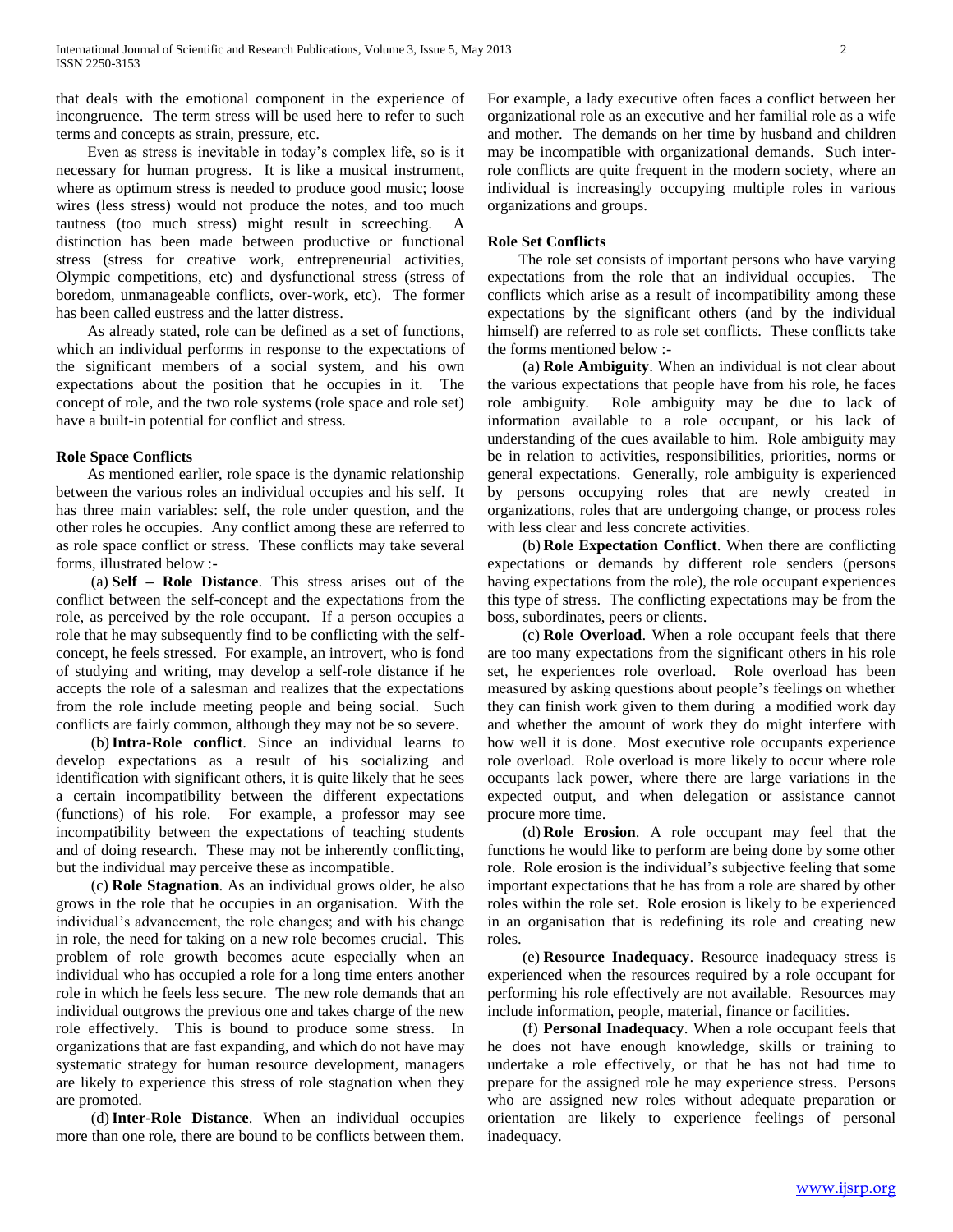that deals with the emotional component in the experience of incongruence. The term stress will be used here to refer to such terms and concepts as strain, pressure, etc.

Even as stress is inevitable in today's complex life, so is it necessary for human progress. It is like a musical instrument, where as optimum stress is needed to produce good music; loose wires (less stress) would not produce the notes, and too much tautness (too much stress) might result in screeching. A distinction has been made between productive or functional stress (stress for creative work, entrepreneurial activities, Olympic competitions, etc) and dysfunctional stress (stress of boredom, unmanageable conflicts, over-work, etc). The former has been called eustress and the latter distress.

As already stated, role can be defined as a set of functions, which an individual performs in response to the expectations of the significant members of a social system, and his own expectations about the position that he occupies in it. The concept of role, and the two role systems (role space and role set) have a built-in potential for conflict and stress.

**Role Space Conflicts**

As mentioned earlier, role space is the dynamic relationship between the various roles an individual occupies and his self. It has three main variables: self, the role under question, and the other roles he occupies. Any conflict among these are referred to as role space conflict or stress. These conflicts may take several forms, illustrated below :-

(a) **Self – Role Distance**. This stress arises out of the conflict between the self-concept and the expectations from the role, as perceived by the role occupant. If a person occupies a role that he may subsequently find to be conflicting with the self-concept, he feels stressed. For example, an introvert, who is fond of studying and writing, may develop a self-role distance if he accepts the role of a salesman and realizes that the expectations from the role include meeting people and being social. Such conflicts are fairly common, although they may not be so severe.

(b) **Intra-Role conflict**. Since an individual learns to develop expectations as a result of his socializing and identification with significant others, it is quite likely that he sees a certain incompatibility between the different expectations (functions) of his role. For example, a professor may see incompatibility between the expectations of teaching students and of doing research. These may not be inherently conflicting, but the individual may perceive these as incompatible.

(c) **Role Stagnation**. As an individual grows older, he also grows in the role that he occupies in an organisation. With the individual's advancement, the role changes; and with his change in role, the need for taking on a new role becomes crucial. This problem of role growth becomes acute especially when an individual who has occupied a role for a long time enters another role in which he feels less secure. The new role demands that an individual outgrows the previous one and takes charge of the new role effectively. This is bound to produce some stress. In organizations that are fast expanding, and which do not have may systematic strategy for human resource development, managers are likely to experience this stress of role stagnation when they are promoted.

(d) **Inter-Role Distance**. When an individual occupies more than one role, there are bound to be conflicts between them. For example, a lady executive often faces a conflict between her organizational role as an executive and her familial role as a wife and mother. The demands on her time by husband and children may be incompatible with organizational demands. Such inter-role conflicts are quite frequent in the modern society, where an individual is increasingly occupying multiple roles in various organizations and groups.

**Role Set Conflicts**

The role set consists of important persons who have varying expectations from the role that an individual occupies. The conflicts which arise as a result of incompatibility among these expectations by the significant others (and by the individual himself) are referred to as role set conflicts. These conflicts take the forms mentioned below :-

(a) **Role Ambiguity**. When an individual is not clear about the various expectations that people have from his role, he faces role ambiguity. Role ambiguity may be due to lack of information available to a role occupant, or his lack of understanding of the cues available to him. Role ambiguity may be in relation to activities, responsibilities, priorities, norms or general expectations. Generally, role ambiguity is experienced by persons occupying roles that are newly created in organizations, roles that are undergoing change, or process roles with less clear and less concrete activities.

(b) **Role Expectation Conflict**. When there are conflicting expectations or demands by different role senders (persons having expectations from the role), the role occupant experiences this type of stress. The conflicting expectations may be from the boss, subordinates, peers or clients.

(c) **Role Overload**. When a role occupant feels that there are too many expectations from the significant others in his role set, he experiences role overload. Role overload has been measured by asking questions about people's feelings on whether they can finish work given to them during a modified work day and whether the amount of work they do might interfere with how well it is done. Most executive role occupants experience role overload. Role overload is more likely to occur where role occupants lack power, where there are large variations in the expected output, and when delegation or assistance cannot procure more time.

(d) **Role Erosion**. A role occupant may feel that the functions he would like to perform are being done by some other role. Role erosion is the individual's subjective feeling that some important expectations that he has from a role are shared by other roles within the role set. Role erosion is likely to be experienced in an organisation that is redefining its role and creating new roles.

(e) **Resource Inadequacy**. Resource inadequacy stress is experienced when the resources required by a role occupant for performing his role effectively are not available. Resources may include information, people, material, finance or facilities.

(f) **Personal Inadequacy**. When a role occupant feels that he does not have enough knowledge, skills or training to undertake a role effectively, or that he has not had time to prepare for the assigned role he may experience stress. Persons who are assigned new roles without adequate preparation or orientation are likely to experience feelings of personal inadequacy.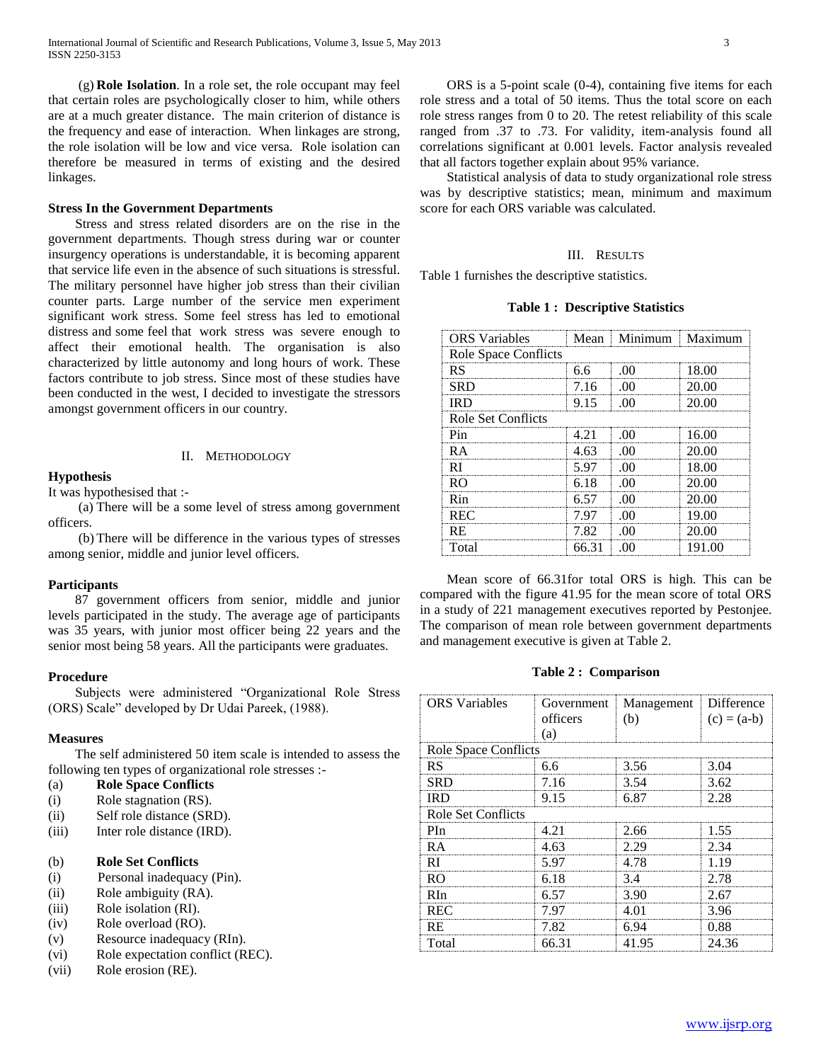(g) **Role Isolation**. In a role set, the role occupant may feel that certain roles are psychologically closer to him, while others are at a much greater distance. The main criterion of distance is the frequency and ease of interaction. When linkages are strong, the role isolation will be low and vice versa. Role isolation can therefore be measured in terms of existing and the desired linkages.

### Stress In the Government Departments

Stress and stress related disorders are on the rise in the government departments. Though stress during war or counter insurgency operations is understandable, it is becoming apparent that service life even in the absence of such situations is stressful. The military personnel have higher job stress than their civilian counter parts. Large number of the service men experiment significant work stress. Some feel stress has led to emotional distress and some feel that work stress was severe enough to affect their emotional health. The organisation is also characterized by little autonomy and long hours of work. These factors contribute to job stress. Since most of these studies have been conducted in the west, I decided to investigate the stressors amongst government officers in our country.

## II. Methodology

### Hypothesis

It was hypothesised that :-

(a) There will be a some level of stress among government officers.

(b) There will be difference in the various types of stresses among senior, middle and junior level officers.

### Participants

87 government officers from senior, middle and junior levels participated in the study. The average age of participants was 35 years, with junior most officer being 22 years and the senior most being 58 years. All the participants were graduates.

### Procedure

Subjects were administered "Organizational Role Stress (ORS) Scale" developed by Dr Udai Pareek, (1988).

### Measures

The self administered 50 item scale is intended to assess the following ten types of organizational role stresses :-

(a) **Role Space Conflicts**
(i) Role stagnation (RS).
(ii) Self role distance (SRD).
(iii) Inter role distance (IRD).

(b) **Role Set Conflicts**
(i) Personal inadequacy (Pin).
(ii) Role ambiguity (RA).
(iii) Role isolation (RI).
(iv) Role overload (RO).
(v) Resource inadequacy (RIn).
(vi) Role expectation conflict (REC).
(vii) Role erosion (RE).

ORS is a 5-point scale (0-4), containing five items for each role stress and a total of 50 items. Thus the total score on each role stress ranges from 0 to 20. The retest reliability of this scale ranged from .37 to .73. For validity, item-analysis found all correlations significant at 0.001 levels. Factor analysis revealed that all factors together explain about 95% variance.

Statistical analysis of data to study organizational role stress was by descriptive statistics; mean, minimum and maximum score for each ORS variable was calculated.

## III. Results

Table 1 furnishes the descriptive statistics.

**Table 1 : Descriptive Statistics**

| ORS Variables | Mean | Minimum | Maximum |
|---|---|---|---|
| Role Space Conflicts | | | |
| RS | 6.6 | .00 | 18.00 |
| SRD | 7.16 | .00 | 20.00 |
| IRD | 9.15 | .00 | 20.00 |
| Role Set Conflicts | | | |
| Pin | 4.21 | .00 | 16.00 |
| RA | 4.63 | .00 | 20.00 |
| RI | 5.97 | .00 | 18.00 |
| RO | 6.18 | .00 | 20.00 |
| Rin | 6.57 | .00 | 20.00 |
| REC | 7.97 | .00 | 19.00 |
| RE | 7.82 | .00 | 20.00 |
| Total | 66.31 | .00 | 191.00 |

Mean score of 66.31for total ORS is high. This can be compared with the figure 41.95 for the mean score of total ORS in a study of 221 management executives reported by Pestonjee. The comparison of mean role between government departments and management executive is given at Table 2.

**Table 2 : Comparison**

| ORS Variables | Government officers (a) | Management (b) | Difference (c) = (a-b) |
|---|---|---|---|
| Role Space Conflicts | | | |
| RS | 6.6 | 3.56 | 3.04 |
| SRD | 7.16 | 3.54 | 3.62 |
| IRD | 9.15 | 6.87 | 2.28 |
| Role Set Conflicts | | | |
| PIn | 4.21 | 2.66 | 1.55 |
| RA | 4.63 | 2.29 | 2.34 |
| RI | 5.97 | 4.78 | 1.19 |
| RO | 6.18 | 3.4 | 2.78 |
| RIn | 6.57 | 3.90 | 2.67 |
| REC | 7.97 | 4.01 | 3.96 |
| RE | 7.82 | 6.94 | 0.88 |
| Total | 66.31 | 41.95 | 24.36 |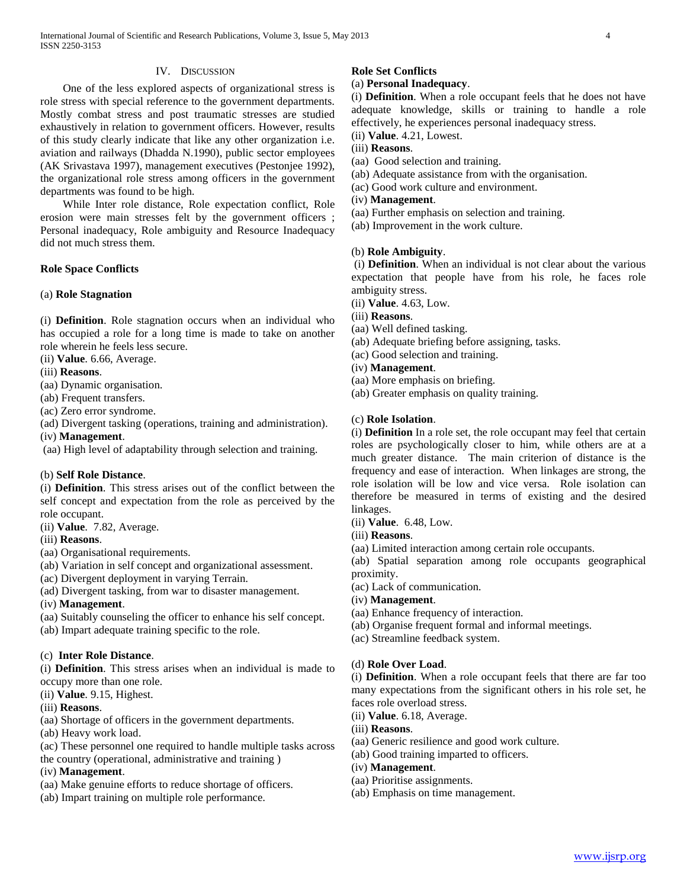## IV. Discussion

One of the less explored aspects of organizational stress is role stress with special reference to the government departments. Mostly combat stress and post traumatic stresses are studied exhaustively in relation to government officers. However, results of this study clearly indicate that like any other organization i.e. aviation and railways (Dhadda N.1990), public sector employees (AK Srivastava 1997), management executives (Pestonjee 1992), the organizational role stress among officers in the government departments was found to be high.

While Inter role distance, Role expectation conflict, Role erosion were main stresses felt by the government officers ; Personal inadequacy, Role ambiguity and Resource Inadequacy did not much stress them.

### Role Space Conflicts

(a) **Role Stagnation**

(i) **Definition**. Role stagnation occurs when an individual who has occupied a role for a long time is made to take on another role wherein he feels less secure.
(ii) **Value**. 6.66, Average.
(iii) **Reasons**.
(aa) Dynamic organisation.
(ab) Frequent transfers.
(ac) Zero error syndrome.
(ad) Divergent tasking (operations, training and administration).
(iv) **Management**.
(aa) High level of adaptability through selection and training.

(b) **Self Role Distance**.
(i) **Definition**. This stress arises out of the conflict between the self concept and expectation from the role as perceived by the role occupant.
(ii) **Value**. 7.82, Average.
(iii) **Reasons**.
(aa) Organisational requirements.
(ab) Variation in self concept and organizational assessment.
(ac) Divergent deployment in varying Terrain.
(ad) Divergent tasking, from war to disaster management.
(iv) **Management**.
(aa) Suitably counseling the officer to enhance his self concept.
(ab) Impart adequate training specific to the role.

(c) **Inter Role Distance**.
(i) **Definition**. This stress arises when an individual is made to occupy more than one role.
(ii) **Value**. 9.15, Highest.
(iii) **Reasons**.
(aa) Shortage of officers in the government departments.
(ab) Heavy work load.
(ac) These personnel one required to handle multiple tasks across the country (operational, administrative and training )
(iv) **Management**.
(aa) Make genuine efforts to reduce shortage of officers.
(ab) Impart training on multiple role performance.

### Role Set Conflicts

(a) **Personal Inadequacy**.
(i) **Definition**. When a role occupant feels that he does not have adequate knowledge, skills or training to handle a role effectively, he experiences personal inadequacy stress.
(ii) **Value**. 4.21, Lowest.
(iii) **Reasons**.
(aa) Good selection and training.
(ab) Adequate assistance from with the organisation.
(ac) Good work culture and environment.
(iv) **Management**.
(aa) Further emphasis on selection and training.
(ab) Improvement in the work culture.

(b) **Role Ambiguity**.
(i) **Definition**. When an individual is not clear about the various expectation that people have from his role, he faces role ambiguity stress.
(ii) **Value**. 4.63, Low.
(iii) **Reasons**.
(aa) Well defined tasking.
(ab) Adequate briefing before assigning, tasks.
(ac) Good selection and training.
(iv) **Management**.
(aa) More emphasis on briefing.
(ab) Greater emphasis on quality training.

(c) **Role Isolation**.
(i) **Definition** In a role set, the role occupant may feel that certain roles are psychologically closer to him, while others are at a much greater distance. The main criterion of distance is the frequency and ease of interaction. When linkages are strong, the role isolation will be low and vice versa. Role isolation can therefore be measured in terms of existing and the desired linkages.
(ii) **Value**. 6.48, Low.
(iii) **Reasons**.
(aa) Limited interaction among certain role occupants.
(ab) Spatial separation among role occupants geographical proximity.
(ac) Lack of communication.
(iv) **Management**.
(aa) Enhance frequency of interaction.
(ab) Organise frequent formal and informal meetings.
(ac) Streamline feedback system.

(d) **Role Over Load**.
(i) **Definition**. When a role occupant feels that there are far too many expectations from the significant others in his role set, he faces role overload stress.
(ii) **Value**. 6.18, Average.
(iii) **Reasons**.
(aa) Generic resilience and good work culture.
(ab) Good training imparted to officers.
(iv) **Management**.
(aa) Prioritise assignments.
(ab) Emphasis on time management.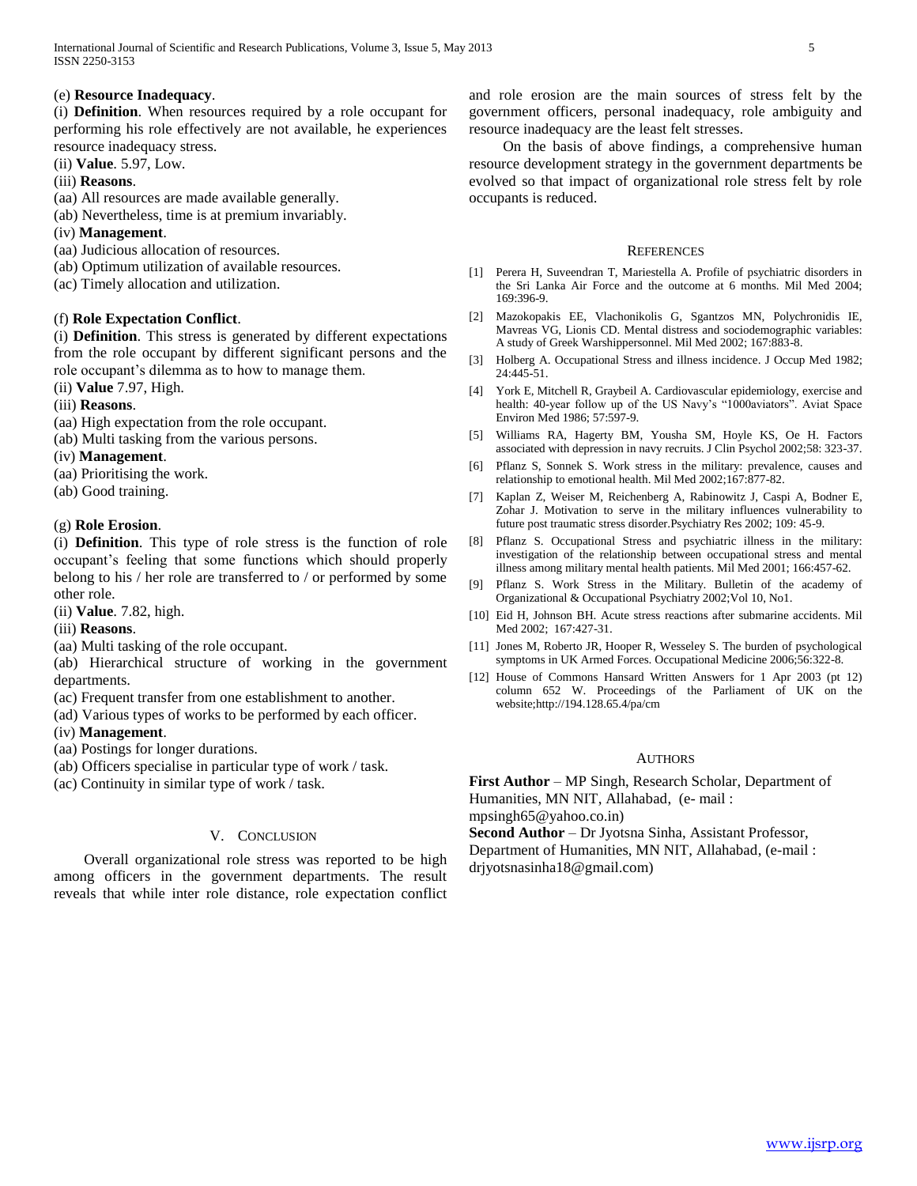(e) **Resource Inadequacy**.

(i) **Definition**. When resources required by a role occupant for performing his role effectively are not available, he experiences resource inadequacy stress.

(ii) **Value**. 5.97, Low.

(iii) **Reasons**.

(aa) All resources are made available generally.

(ab) Nevertheless, time is at premium invariably.

(iv) **Management**.

(aa) Judicious allocation of resources.

(ab) Optimum utilization of available resources.

(ac) Timely allocation and utilization.

(f) **Role Expectation Conflict**.

(i) **Definition**. This stress is generated by different expectations from the role occupant by different significant persons and the role occupant's dilemma as to how to manage them.

(ii) **Value** 7.97, High.

(iii) **Reasons**.

(aa) High expectation from the role occupant.

(ab) Multi tasking from the various persons.

(iv) **Management**.

(aa) Prioritising the work.

(ab) Good training.

(g) **Role Erosion**.

(i) **Definition**. This type of role stress is the function of role occupant's feeling that some functions which should properly belong to his / her role are transferred to / or performed by some other role.

(ii) **Value**. 7.82, high.

(iii) **Reasons**.

(aa) Multi tasking of the role occupant.

(ab) Hierarchical structure of working in the government departments.

(ac) Frequent transfer from one establishment to another.

(ad) Various types of works to be performed by each officer.

(iv) **Management**.

(aa) Postings for longer durations.

(ab) Officers specialise in particular type of work / task.

(ac) Continuity in similar type of work / task.

## V. Conclusion

Overall organizational role stress was reported to be high among officers in the government departments. The result reveals that while inter role distance, role expectation conflict and role erosion are the main sources of stress felt by the government officers, personal inadequacy, role ambiguity and resource inadequacy are the least felt stresses.

On the basis of above findings, a comprehensive human resource development strategy in the government departments be evolved so that impact of organizational role stress felt by role occupants is reduced.

## References

[1] Perera H, Suveendran T, Mariestella A. Profile of psychiatric disorders in the Sri Lanka Air Force and the outcome at 6 months. Mil Med 2004; 169:396-9.

[2] Mazokopakis EE, Vlachonikolis G, Sgantzos MN, Polychronidis IE, Mavreas VG, Lionis CD. Mental distress and sociodemographic variables: A study of Greek Warshippersonnel. Mil Med 2002; 167:883-8.

[3] Holberg A. Occupational Stress and illness incidence. J Occup Med 1982; 24:445-51.

[4] York E, Mitchell R, Graybeil A. Cardiovascular epidemiology, exercise and health: 40-year follow up of the US Navy's "1000aviators". Aviat Space Environ Med 1986; 57:597-9.

[5] Williams RA, Hagerty BM, Yousha SM, Hoyle KS, Oe H. Factors associated with depression in navy recruits. J Clin Psychol 2002;58: 323-37.

[6] Pflanz S, Sonnek S. Work stress in the military: prevalence, causes and relationship to emotional health. Mil Med 2002;167:877-82.

[7] Kaplan Z, Weiser M, Reichenberg A, Rabinowitz J, Caspi A, Bodner E, Zohar J. Motivation to serve in the military influences vulnerability to future post traumatic stress disorder.Psychiatry Res 2002; 109: 45-9.

[8] Pflanz S. Occupational Stress and psychiatric illness in the military: investigation of the relationship between occupational stress and mental illness among military mental health patients. Mil Med 2001; 166:457-62.

[9] Pflanz S. Work Stress in the Military. Bulletin of the academy of Organizational & Occupational Psychiatry 2002;Vol 10, No1.

[10] Eid H, Johnson BH. Acute stress reactions after submarine accidents. Mil Med 2002; 167:427-31.

[11] Jones M, Roberto JR, Hooper R, Wesseley S. The burden of psychological symptoms in UK Armed Forces. Occupational Medicine 2006;56:322-8.

[12] House of Commons Hansard Written Answers for 1 Apr 2003 (pt 12) column 652 W. Proceedings of the Parliament of UK on the website;http://194.128.65.4/pa/cm

## Authors

**First Author** – MP Singh, Research Scholar, Department of Humanities, MN NIT, Allahabad, (e- mail : mpsingh65@yahoo.co.in)

**Second Author** – Dr Jyotsna Sinha, Assistant Professor, Department of Humanities, MN NIT, Allahabad, (e-mail : drjyotsnasinha18@gmail.com)